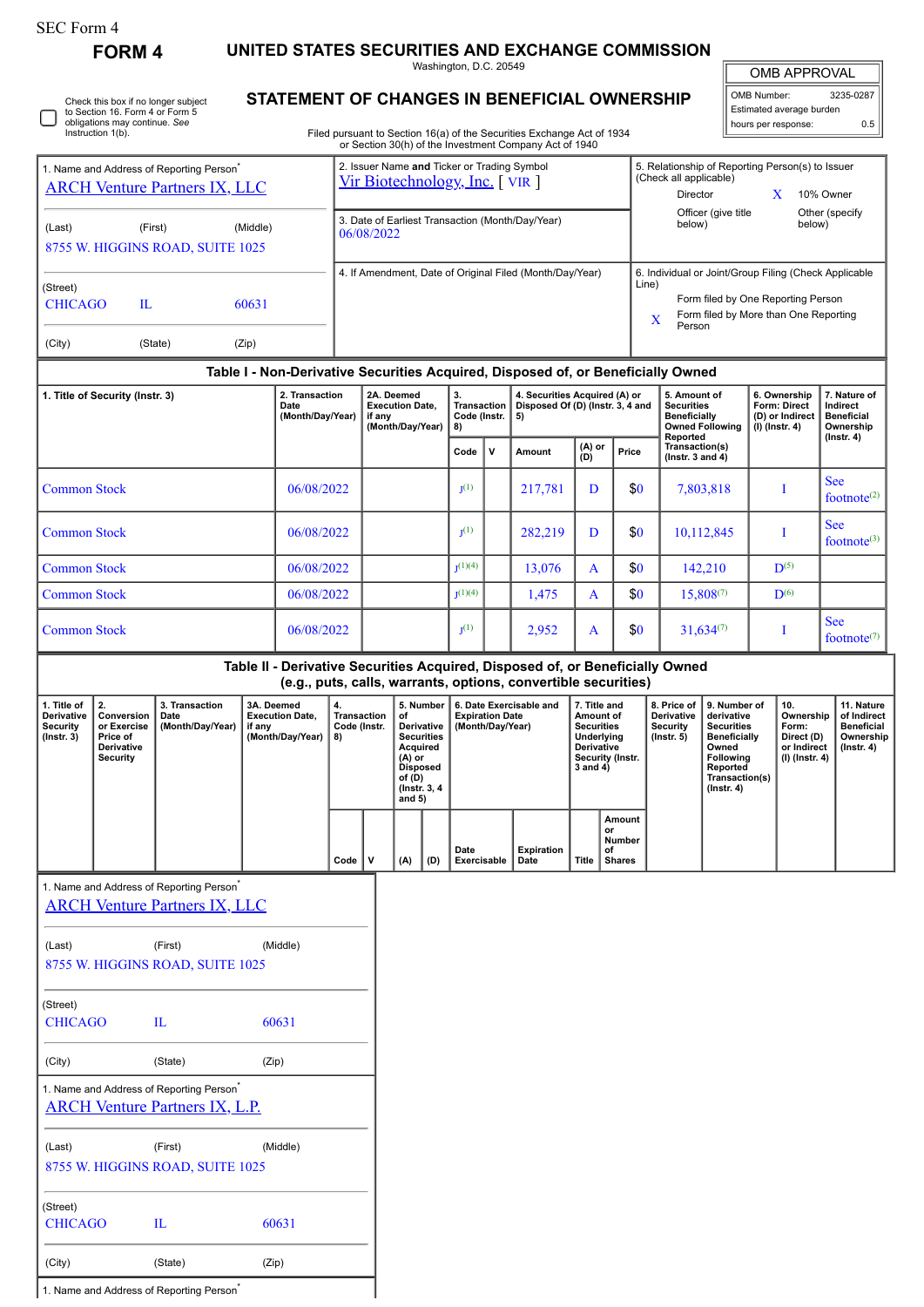SEC Form 4

# FORM 4

## UNITED STATES SECURITIES AND EXCHANGE COMMISSION

Washington, D.C. 20549

## STATEMENT OF CHANGES IN BENEFICIAL OWNERSHIP

Filed pursuant to Section 16(a) of the Securities Exchange Act of 1934 or Section 30(h) of the Investment Company Act of 1940

| OMB APPROVAL | |
|---|---|
| OMB Number: | 3235-0287 |
| Estimated average burden | |
| hours per response: | 0.5 |

☐ Check this box if no longer subject to Section 16. Form 4 or Form 5 obligations may continue. *See* Instruction 1(b).

1. Name and Address of Reporting Person*
ARCH Venture Partners IX, LLC

(Last) (First) (Middle)
8755 W. HIGGINS ROAD, SUITE 1025

(Street)
CHICAGO IL 60631

(City) (State) (Zip)

2. Issuer Name **and** Ticker or Trading Symbol
Vir Biotechnology, Inc. [ VIR ]

3. Date of Earliest Transaction (Month/Day/Year)
06/08/2022

4. If Amendment, Date of Original Filed (Month/Day/Year)

5. Relationship of Reporting Person(s) to Issuer (Check all applicable)
Director
X 10% Owner
Officer (give title below)
Other (specify below)

6. Individual or Joint/Group Filing (Check Applicable Line)
Form filed by One Reporting Person
X Form filed by More than One Reporting Person

### Table I - Non-Derivative Securities Acquired, Disposed of, or Beneficially Owned

| 1. Title of Security (Instr. 3) | 2. Transaction Date (Month/Day/Year) | 2A. Deemed Execution Date, if any (Month/Day/Year) | 3. Transaction Code (Instr. 8) | | 4. Securities Acquired (A) or Disposed Of (D) (Instr. 3, 4 and 5) | | | 5. Amount of Securities Beneficially Owned Following Reported Transaction(s) (Instr. 3 and 4) | 6. Ownership Form: Direct (D) or Indirect (I) (Instr. 4) | 7. Nature of Indirect Beneficial Ownership (Instr. 4) |
|---|---|---|---|---|---|---|---|---|---|---|
| | | | Code | V | Amount | (A) or (D) | Price | | | |
| Common Stock | 06/08/2022 | | J[1] | | 217,781 | D | $0 | 7,803,818 | I | See footnote[2] |
| Common Stock | 06/08/2022 | | J[1] | | 282,219 | D | $0 | 10,112,845 | I | See footnote[3] |
| Common Stock | 06/08/2022 | | J[1][4] | | 13,076 | A | $0 | 142,210 | D[5] | |
| Common Stock | 06/08/2022 | | J[1][4] | | 1,475 | A | $0 | 15,808[7] | D[6] | |
| Common Stock | 06/08/2022 | | J[1] | | 2,952 | A | $0 | 31,634[7] | I | See footnote[7] |

### Table II - Derivative Securities Acquired, Disposed of, or Beneficially Owned (e.g., puts, calls, warrants, options, convertible securities)

| 1. Title of Derivative Security (Instr. 3) | 2. Conversion or Exercise Price of Derivative Security | 3. Transaction Date (Month/Day/Year) | 3A. Deemed Execution Date, if any (Month/Day/Year) | 4. Transaction Code (Instr. 8) | | 5. Number of Derivative Securities Acquired (A) or Disposed of (D) (Instr. 3, 4 and 5) | | 6. Date Exercisable and Expiration Date (Month/Day/Year) | | 7. Title and Amount of Securities Underlying Derivative Security (Instr. 3 and 4) | | 8. Price of Derivative Security (Instr. 5) | 9. Number of derivative Securities Beneficially Owned Following Reported Transaction(s) (Instr. 4) | 10. Ownership Form: Direct (D) or Indirect (I) (Instr. 4) | 11. Nature of Indirect Beneficial Ownership (Instr. 4) |
|---|---|---|---|---|---|---|---|---|---|---|---|---|---|---|---|
| | | | | Code | V | (A) | (D) | Date Exercisable | Expiration Date | Title | Amount or Number of Shares | | | | |

1. Name and Address of Reporting Person*
ARCH Venture Partners IX, LLC

(Last) (First) (Middle)
8755 W. HIGGINS ROAD, SUITE 1025

(Street)
CHICAGO IL 60631

(City) (State) (Zip)

1. Name and Address of Reporting Person*
ARCH Venture Partners IX, L.P.

(Last) (First) (Middle)
8755 W. HIGGINS ROAD, SUITE 1025

(Street)
CHICAGO IL 60631

(City) (State) (Zip)

1. Name and Address of Reporting Person*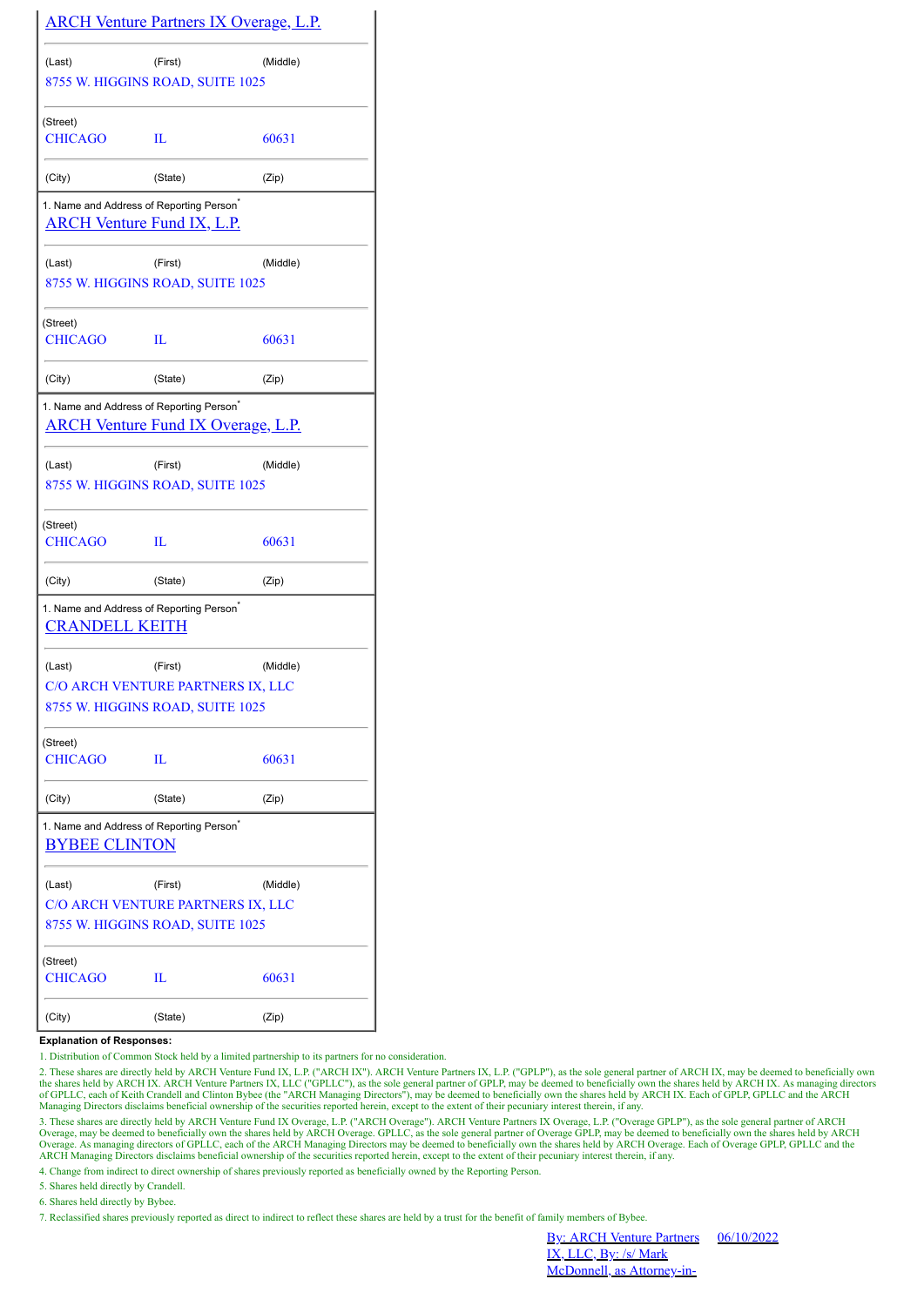ARCH Venture Partners IX Overage, L.P.

| (Last) | (First) | (Middle) |
|---|---|---|

8755 W. HIGGINS ROAD, SUITE 1025

(Street)

| CHICAGO | IL | 60631 |
|---|---|---|
| (City) | (State) | (Zip) |

1. Name and Address of Reporting Person*

ARCH Venture Fund IX, L.P.

| (Last) | (First) | (Middle) |
|---|---|---|

8755 W. HIGGINS ROAD, SUITE 1025

(Street)

| CHICAGO | IL | 60631 |
|---|---|---|
| (City) | (State) | (Zip) |

1. Name and Address of Reporting Person*

ARCH Venture Fund IX Overage, L.P.

| (Last) | (First) | (Middle) |
|---|---|---|

8755 W. HIGGINS ROAD, SUITE 1025

(Street)

| CHICAGO | IL | 60631 |
|---|---|---|
| (City) | (State) | (Zip) |

1. Name and Address of Reporting Person*

CRANDELL KEITH

| (Last) | (First) | (Middle) |
|---|---|---|

C/O ARCH VENTURE PARTNERS IX, LLC
8755 W. HIGGINS ROAD, SUITE 1025

(Street)

| CHICAGO | IL | 60631 |
|---|---|---|
| (City) | (State) | (Zip) |

1. Name and Address of Reporting Person*

BYBEE CLINTON

| (Last) | (First) | (Middle) |
|---|---|---|

C/O ARCH VENTURE PARTNERS IX, LLC
8755 W. HIGGINS ROAD, SUITE 1025

(Street)

| CHICAGO | IL | 60631 |
|---|---|---|
| (City) | (State) | (Zip) |

**Explanation of Responses:**

1. Distribution of Common Stock held by a limited partnership to its partners for no consideration.

2. These shares are directly held by ARCH Venture Fund IX, L.P. ("ARCH IX"). ARCH Venture Partners IX, L.P. ("GPLP"), as the sole general partner of ARCH IX, may be deemed to beneficially own the shares held by ARCH IX. ARCH Venture Partners IX, LLC ("GPLLC"), as the sole general partner of GPLP, may be deemed to beneficially own the shares held by ARCH IX. As managing directors of GPLLC, each of Keith Crandell and Clinton Bybee (the "ARCH Managing Directors"), may be deemed to beneficially own the shares held by ARCH IX. Each of GPLP, GPLLC and the ARCH Managing Directors disclaims beneficial ownership of the securities reported herein, except to the extent of their pecuniary interest therein, if any.

3. These shares are directly held by ARCH Venture Fund IX Overage, L.P. ("ARCH Overage"). ARCH Venture Partners IX Overage, L.P. ("Overage GPLP"), as the sole general partner of ARCH Overage, may be deemed to beneficially own the shares held by ARCH Overage. GPLLC, as the sole general partner of Overage GPLP, may be deemed to beneficially own the shares held by ARCH Overage. As managing directors of GPLLC, each of the ARCH Managing Directors may be deemed to beneficially own the shares held by ARCH Overage. Each of Overage GPLP, GPLLC and the ARCH Managing Directors disclaims beneficial ownership of the securities reported herein, except to the extent of their pecuniary interest therein, if any.

4. Change from indirect to direct ownership of shares previously reported as beneficially owned by the Reporting Person.

5. Shares held directly by Crandell.

6. Shares held directly by Bybee.

7. Reclassified shares previously reported as direct to indirect to reflect these shares are held by a trust for the benefit of family members of Bybee.

By: ARCH Venture Partners IX, LLC, By: /s/ Mark McDonnell, as Attorney-in- 06/10/2022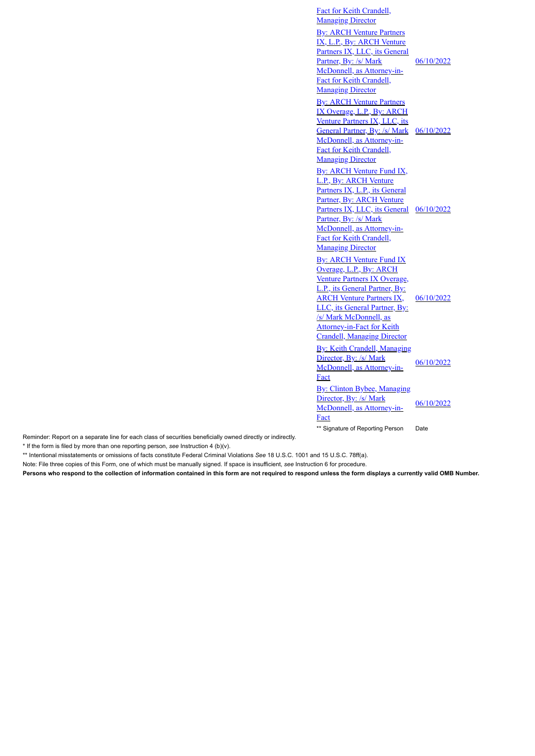| | |
|---|---|
| Fact for Keith Crandell, Managing Director | |
| By: ARCH Venture Partners IX, L.P., By: ARCH Venture Partners IX, LLC, its General Partner, By: /s/ Mark McDonnell, as Attorney-in-Fact for Keith Crandell, Managing Director | 06/10/2022 |
| By: ARCH Venture Partners IX Overage, L.P., By: ARCH Venture Partners IX, LLC, its General Partner, By: /s/ Mark McDonnell, as Attorney-in-Fact for Keith Crandell, Managing Director | 06/10/2022 |
| By: ARCH Venture Fund IX, L.P., By: ARCH Venture Partners IX, L.P., its General Partner, By: ARCH Venture Partners IX, LLC, its General Partner, By: /s/ Mark McDonnell, as Attorney-in-Fact for Keith Crandell, Managing Director | 06/10/2022 |
| By: ARCH Venture Fund IX Overage, L.P., By: ARCH Venture Partners IX Overage, L.P., its General Partner, By: ARCH Venture Partners IX, LLC, its General Partner, By: /s/ Mark McDonnell, as Attorney-in-Fact for Keith Crandell, Managing Director | 06/10/2022 |
| By: Keith Crandell, Managing Director, By: /s/ Mark McDonnell, as Attorney-in-Fact | 06/10/2022 |
| By: Clinton Bybee, Managing Director, By: /s/ Mark McDonnell, as Attorney-in-Fact | 06/10/2022 |
| ** Signature of Reporting Person | Date |

Reminder: Report on a separate line for each class of securities beneficially owned directly or indirectly.

* If the form is filed by more than one reporting person, *see* Instruction 4 (b)(v).

** Intentional misstatements or omissions of facts constitute Federal Criminal Violations *See* 18 U.S.C. 1001 and 15 U.S.C. 78ff(a).

Note: File three copies of this Form, one of which must be manually signed. If space is insufficient, *see* Instruction 6 for procedure.

**Persons who respond to the collection of information contained in this form are not required to respond unless the form displays a currently valid OMB Number.**